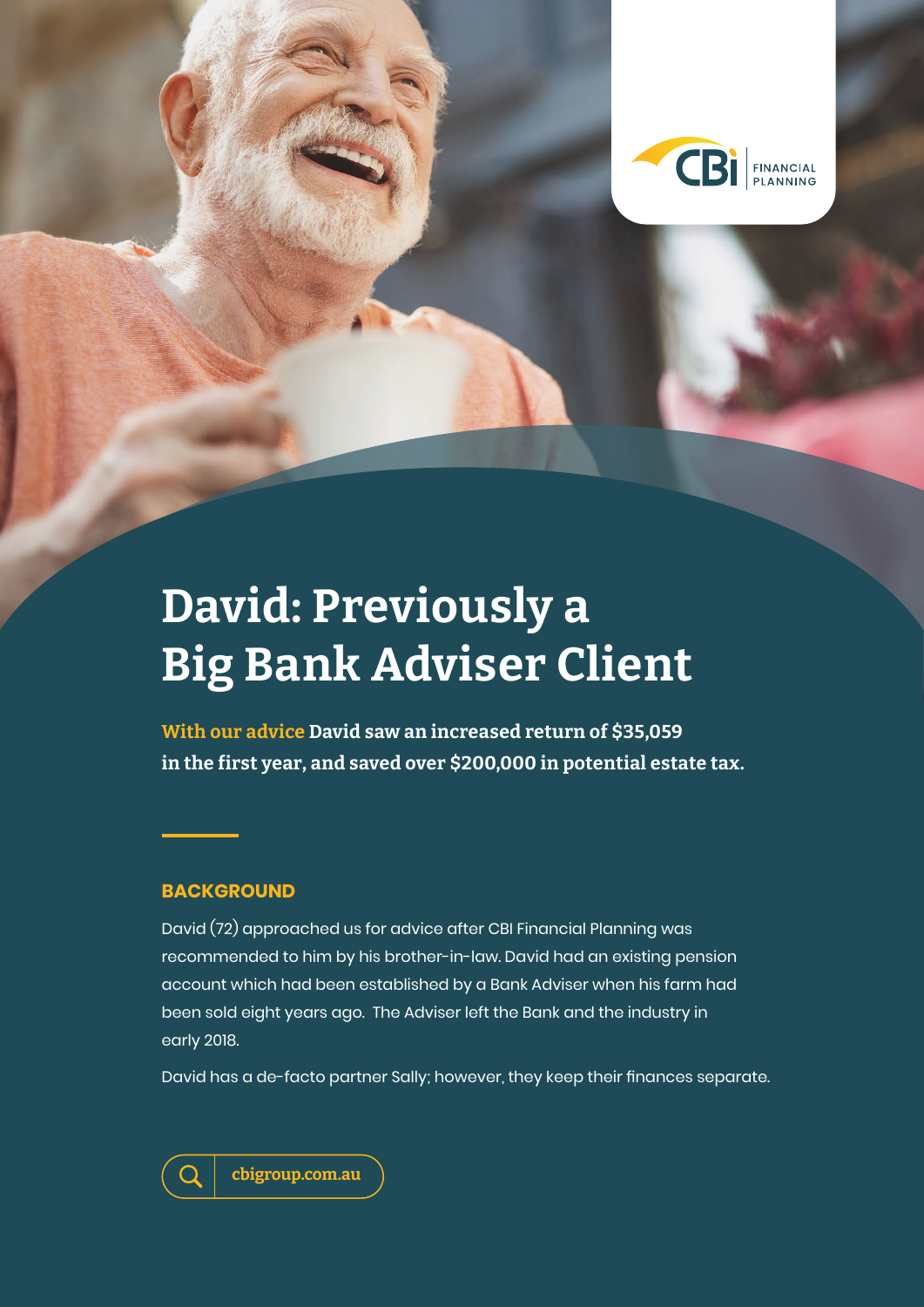# David: Previously a Big Bank Adviser Client

**With our advice David saw an increased return of $35,059 in the first year, and saved over $200,000 in potential estate tax.**

## BACKGROUND

David (72) approached us for advice after CBI Financial Planning was recommended to him by his brother-in-law. David had an existing pension account which had been established by a Bank Adviser when his farm had been sold eight years ago. The Adviser left the Bank and the industry in early 2018.

David has a de-facto partner Sally; however, they keep their finances separate.

cbigroup.com.au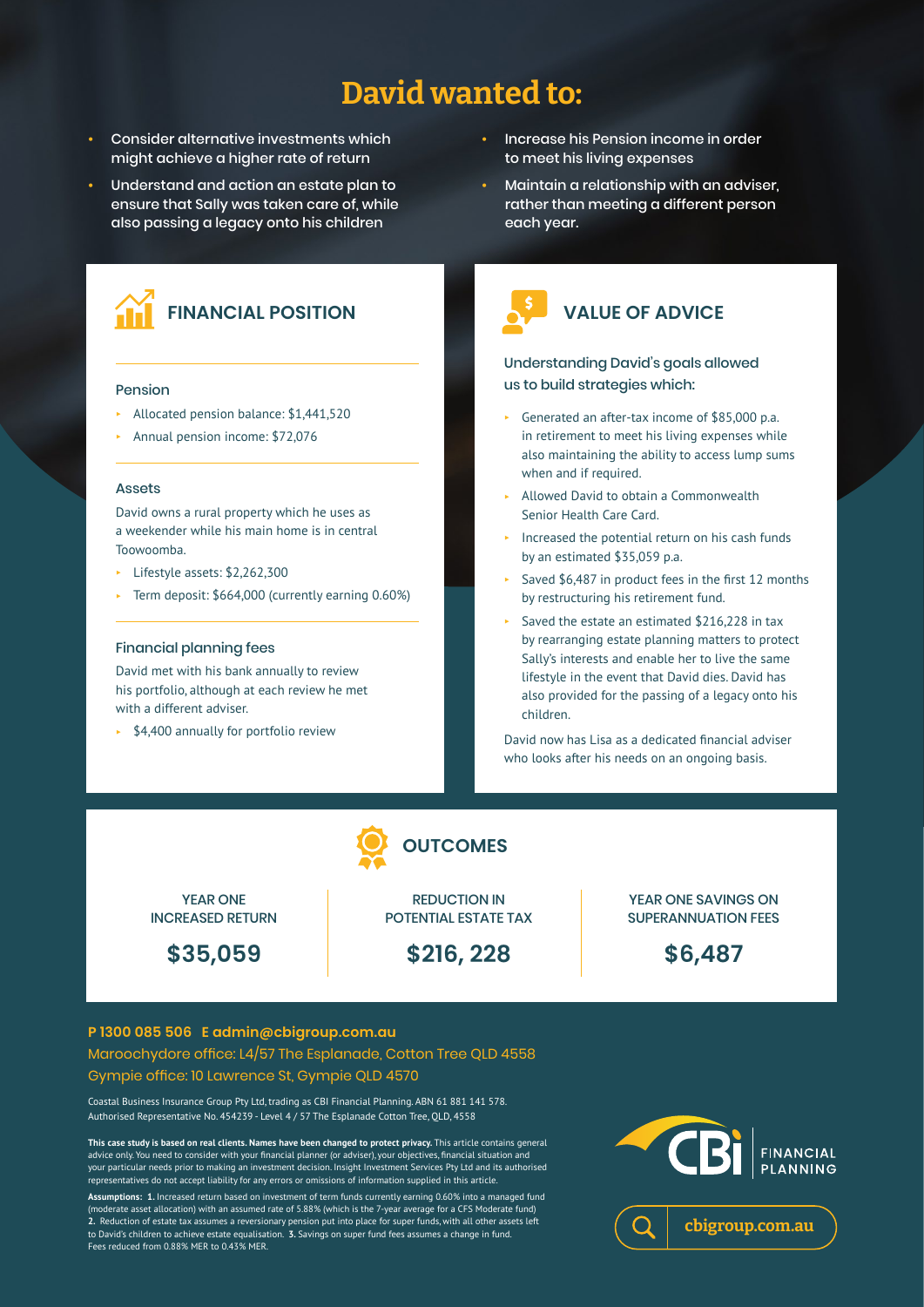# David wanted to:

- Consider alternative investments which might achieve a higher rate of return
- Understand and action an estate plan to ensure that Sally was taken care of, while also passing a legacy onto his children
- Increase his Pension income in order to meet his living expenses
- Maintain a relationship with an adviser, rather than meeting a different person each year.

## FINANCIAL POSITION

### Pension

- Allocated pension balance: $1,441,520
- Annual pension income: $72,076

### Assets

David owns a rural property which he uses as a weekender while his main home is in central Toowoomba.

- Lifestyle assets: $2,262,300
- Term deposit: $664,000 (currently earning 0.60%)

### Financial planning fees

David met with his bank annually to review his portfolio, although at each review he met with a different adviser.

- $4,400 annually for portfolio review

## VALUE OF ADVICE

### Understanding David's goals allowed us to build strategies which:

- Generated an after-tax income of $85,000 p.a. in retirement to meet his living expenses while also maintaining the ability to access lump sums when and if required.
- Allowed David to obtain a Commonwealth Senior Health Care Card.
- Increased the potential return on his cash funds by an estimated $35,059 p.a.
- Saved $6,487 in product fees in the first 12 months by restructuring his retirement fund.
- Saved the estate an estimated $216,228 in tax by rearranging estate planning matters to protect Sally's interests and enable her to live the same lifestyle in the event that David dies. David has also provided for the passing of a legacy onto his children.

David now has Lisa as a dedicated financial adviser who looks after his needs on an ongoing basis.

## OUTCOMES

| YEAR ONE INCREASED RETURN | REDUCTION IN POTENTIAL ESTATE TAX | YEAR ONE SAVINGS ON SUPERANNUATION FEES |
|---|---|---|
| **$35,059** | **$216, 228** | **$6,487** |

**P 1300 085 506 E admin@cbigroup.com.au**

Maroochydore office: L4/57 The Esplanade, Cotton Tree QLD 4558

Gympie office: 10 Lawrence St, Gympie QLD 4570

Coastal Business Insurance Group Pty Ltd, trading as CBI Financial Planning. ABN 61 881 141 578. Authorised Representative No. 454239 - Level 4 / 57 The Esplanade Cotton Tree, QLD, 4558

**This case study is based on real clients. Names have been changed to protect privacy.** This article contains general advice only. You need to consider with your financial planner (or adviser), your objectives, financial situation and your particular needs prior to making an investment decision. Insight Investment Services Pty Ltd and its authorised representatives do not accept liability for any errors or omissions of information supplied in this article.

**Assumptions: 1.** Increased return based on investment of term funds currently earning 0.60% into a managed fund (moderate asset allocation) with an assumed rate of 5.88% (which is the 7-year average for a CFS Moderate fund) **2.** Reduction of estate tax assumes a reversionary pension put into place for super funds, with all other assets left to David's children to achieve estate equalisation. **3.** Savings on super fund fees assumes a change in fund. Fees reduced from 0.88% MER to 0.43% MER.

CBi FINANCIAL PLANNING

cbigroup.com.au